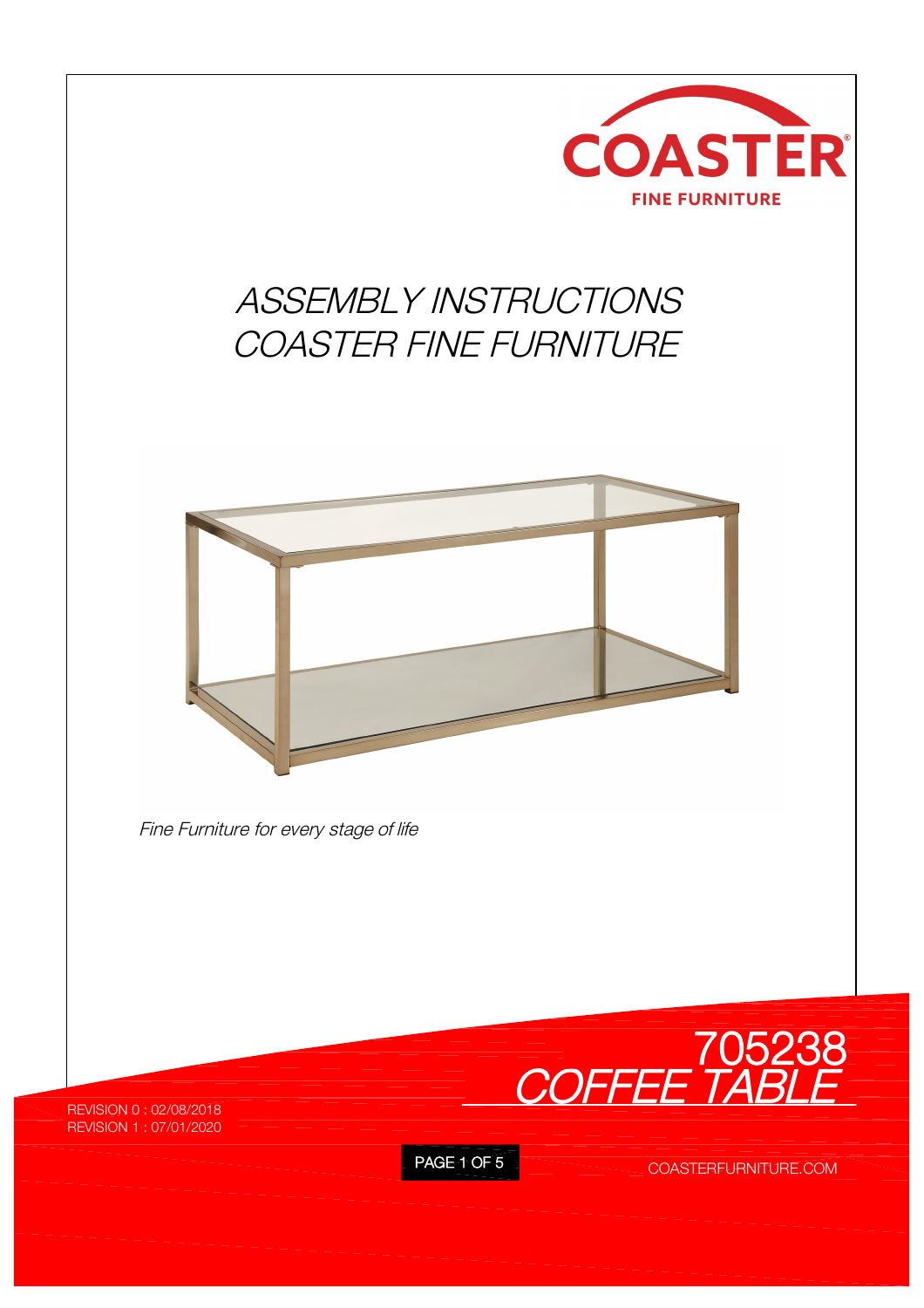COASTER

FINE FURNITURE

# ASSEMBLY INSTRUCTIONS
# COASTER FINE FURNITURE

*Fine Furniture for every stage of life*

## 705238
## *COFFEE TABLE*

REVISION 0 : 02/08/2018
REVISION 1 : 07/01/2020

COASTERFURNITURE.COM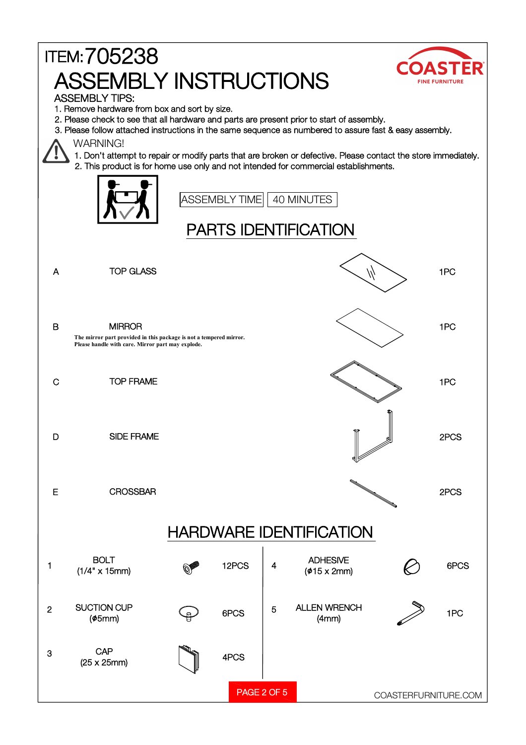ITEM: 705238

# ASSEMBLY INSTRUCTIONS

COASTER
FINE FURNITURE

ASSEMBLY TIPS:

1. Remove hardware from box and sort by size.
2. Please check to see that all hardware and parts are present prior to start of assembly.
3. Please follow attached instructions in the same sequence as numbered to assure fast & easy assembly.

WARNING!

1. Don't attempt to repair or modify parts that are broken or defective. Please contact the store immediately.
2. This product is for home use only and not intended for commercial establishments.

ASSEMBLY TIME | 40 MINUTES

## PARTS IDENTIFICATION

| | Part | Qty |
|---|---|---|
| A | TOP GLASS | 1PC |
| B | MIRROR<br>**The mirror part provided in this package is not a tempered mirror. Please handle with care. Mirror part may explode.** | 1PC |
| C | TOP FRAME | 1PC |
| D | SIDE FRAME | 2PCS |
| E | CROSSBAR | 2PCS |

## HARDWARE IDENTIFICATION

| | Hardware | Qty |
|---|---|---|
| 1 | BOLT (1/4" x 15mm) | 12PCS |
| 2 | SUCTION CUP (ϕ5mm) | 6PCS |
| 3 | CAP (25 x 25mm) | 4PCS |
| 4 | ADHESIVE (ϕ15 x 2mm) | 6PCS |
| 5 | ALLEN WRENCH (4mm) | 1PC |

COASTERFURNITURE.COM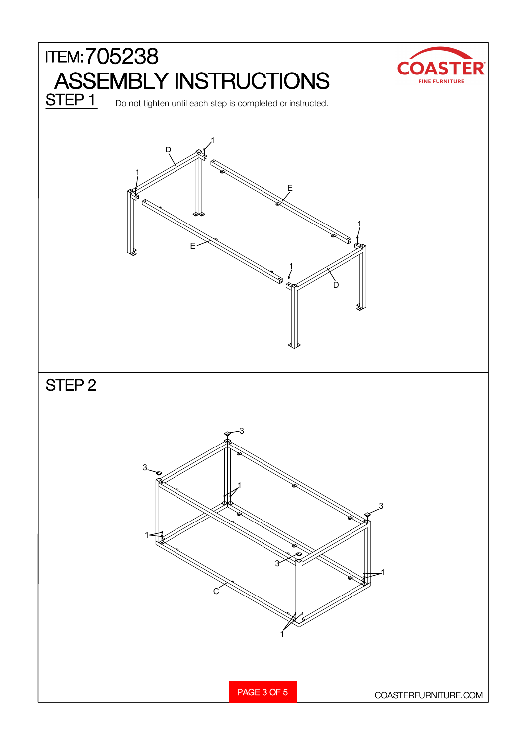# ITEM: 705238

# ASSEMBLY INSTRUCTIONS

## STEP 1

Do not tighten until each step is completed or instructed.

## STEP 2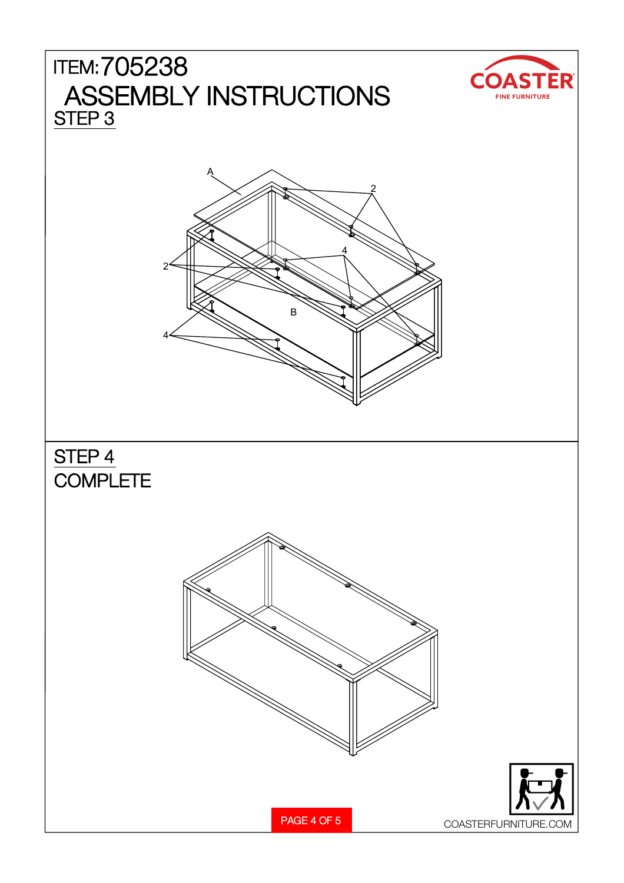# ITEM: 705238

# ASSEMBLY INSTRUCTIONS

## STEP 3

A

2

2

4

B

4

## STEP 4

## COMPLETE

COASTERFURNITURE.COM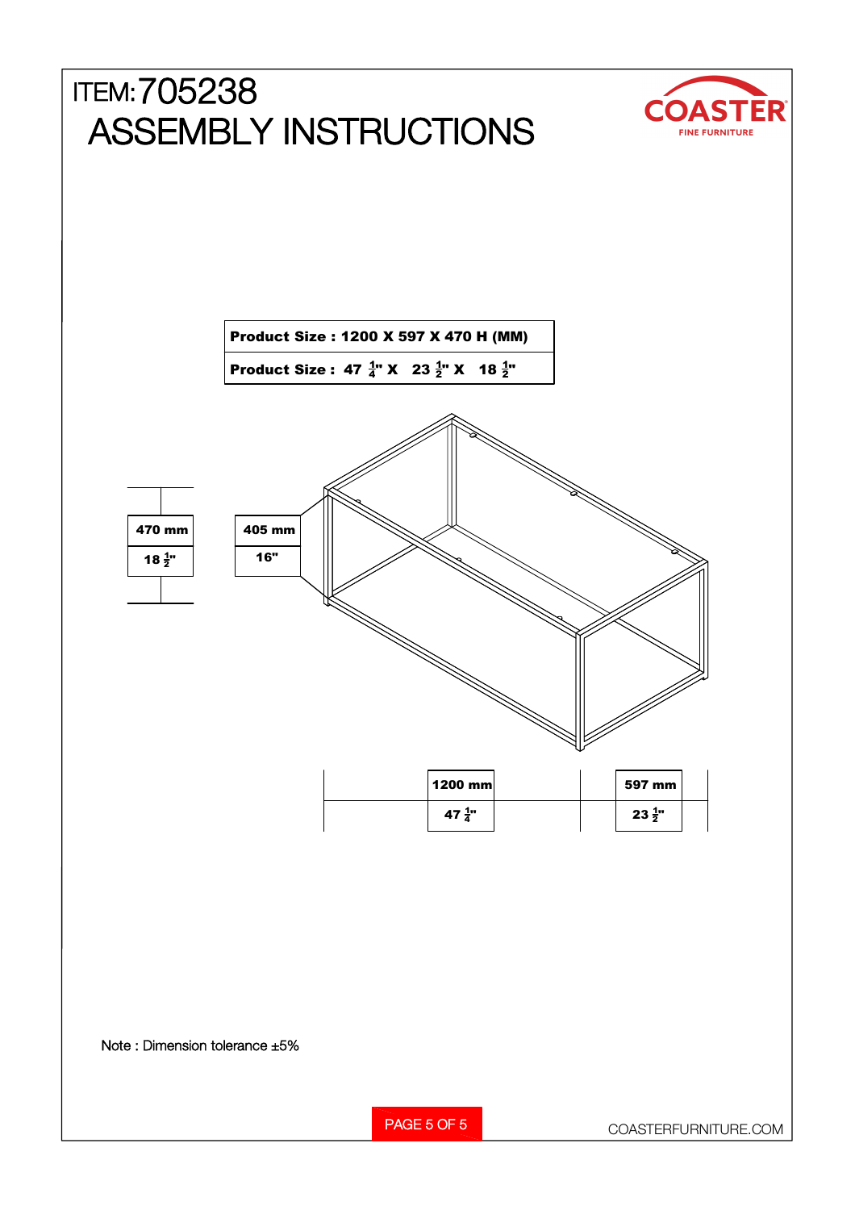# ITEM: 705238

# ASSEMBLY INSTRUCTIONS

COASTER
FINE FURNITURE

| | |
|---|---|
| **Product Size : 1200 X 597 X 470 H (MM)** | |
| **Product Size : 47 1/4" X 23 1/2" X 18 1/2"** | |

**470 mm**
**18 1/2"**

**405 mm**
**16"**

**1200 mm**
**47 1/4"**

**597 mm**
**23 1/2"**

Note : Dimension tolerance ±5%

COASTERFURNITURE.COM